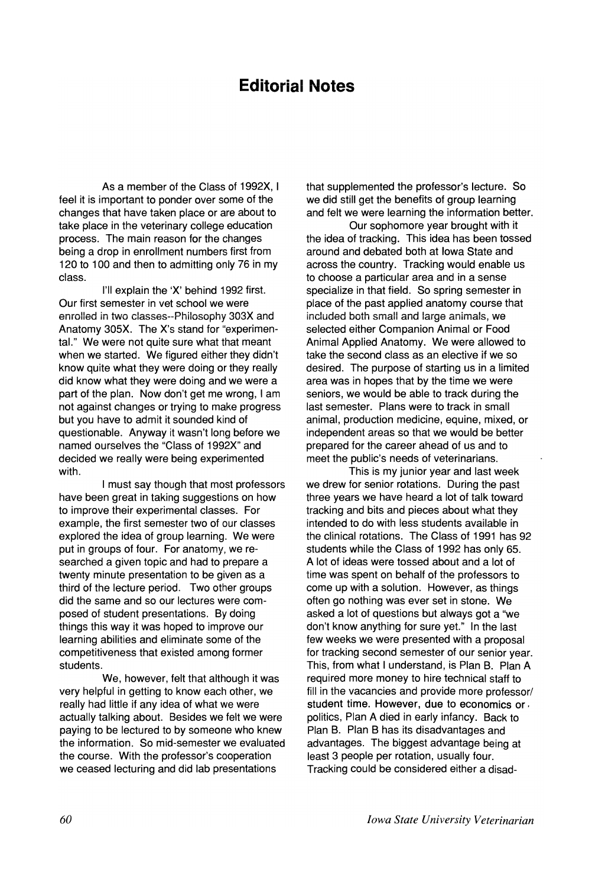# Editorial Notes

As a member of the Class of 1992X, I feel it is important to ponder over some of the changes that have taken place or are about to take place in the veterinary college education process. The main reason for the changes being a drop in enrollment numbers first from 120 to 100 and then to admitting only 76 in my class.

I'll explain the 'X' behind 1992 first. Our first semester in vet school we were enrolled in two classes--Philosophy 303X and Anatomy 305X. The X's stand for "experimental." We were not quite sure what that meant when we started. We figured either they didn't know quite what they were doing or they really did know what they were doing and we were a part of the plan. Now don't get me wrong, I am not against changes or trying to make progress but you have to admit it sounded kind of questionable. Anyway it wasn't long before we named ourselves the "Class of 1992X" and decided we really were being experimented with.

I must say though that most professors have been great in taking suggestions on how to improve their experimental classes. For example, the first semester two of our classes explored the idea of group learning. We were put in groups of four. For anatomy, we researched a given topic and had to prepare a twenty minute presentation to be given as a third of the lecture period. Two other groups did the same and so our lectures were composed of student presentations. By doing things this way it was hoped to improve our learning abilities and eliminate some of the competitiveness that existed among former students.

We, however, felt that although it was very helpful in getting to know each other, we really had little if any idea of what we were actually talking about. Besides we felt we were paying to be lectured to by someone who knew the information. So mid-semester we evaluated the course. With the professor's cooperation we ceased lecturing and did lab presentations that supplemented the professor's lecture. So we did still get the benefits of group learning and felt we were learning the information better.

Our sophomore year brought with it the idea of tracking. This idea has been tossed around and debated both at Iowa State and across the country. Tracking would enable us to choose a particular area and in a sense specialize in that field. So spring semester in place of the past applied anatomy course that included both small and large animals, we selected either Companion Animal or Food Animal Applied Anatomy. We were allowed to take the second class as an elective if we so desired. The purpose of starting us in a limited area was in hopes that by the time we were seniors, we would be able to track during the last semester. Plans were to track in small animal, production medicine, equine, mixed, or independent areas so that we would be better prepared for the career ahead of us and to meet the public's needs of veterinarians.

This is my junior year and last week we drew for senior rotations. During the past three years we have heard a lot of talk toward tracking and bits and pieces about what they intended to do with less students available in the clinical rotations. The Class of 1991 has 92 students while the Class of 1992 has only 65. A lot of ideas were tossed about and a lot of time was spent on behalf of the professors to come up with a solution. However, as things often go nothing was ever set in stone. We asked a lot of questions but always got a "we don't know anything for sure yet." In the last few weeks we were presented with a proposal for tracking second semester of our senior year. This, from what I understand, is Plan B. Plan A required more money to hire technical staff to fill in the vacancies and provide more professor/student time. However, due to economics or politics, Plan A died in early infancy. Back to Plan B. Plan B has its disadvantages and advantages. The biggest advantage being at least 3 people per rotation, usually four. Tracking could be considered either a disad-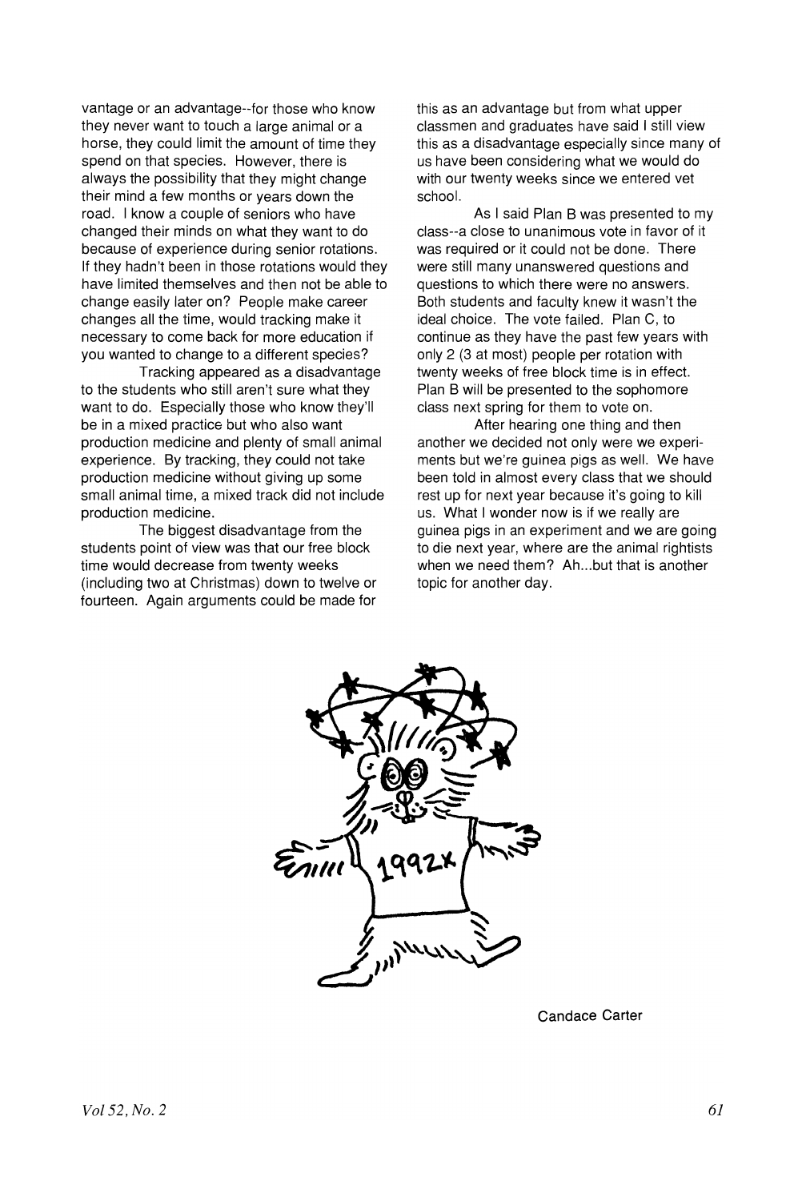vantage or an advantage--for those who know they never want to touch a large animal or a horse, they could limit the amount of time they spend on that species. However, there is always the possibility that they might change their mind a few months or years down the road. I know a couple of seniors who have changed their minds on what they want to do because of experience during senior rotations. If they hadn't been in those rotations would they have limited themselves and then not be able to change easily later on? People make career changes all the time, would tracking make it necessary to come back for more education if you wanted to change to a different species?

Tracking appeared as a disadvantage to the students who still aren't sure what they want to do. Especially those who know they'll be in a mixed practice but who also want production medicine and plenty of small animal experience. By tracking, they could not take production medicine without giving up some small animal time, a mixed track did not include production medicine.

The biggest disadvantage from the students point of view was that our free block time would decrease from twenty weeks (including two at Christmas) down to twelve or fourteen. Again arguments could be made for this as an advantage but from what upper classmen and graduates have said I still view this as a disadvantage especially since many of us have been considering what we would do with our twenty weeks since we entered vet school.

As I said Plan B was presented to my class--a close to unanimous vote in favor of it was required or it could not be done. There were still many unanswered questions and questions to which there were no answers. Both students and faculty knew it wasn't the ideal choice. The vote failed. Plan C, to continue as they have the past few years with only 2 (3 at most) people per rotation with twenty weeks of free block time is in effect. Plan B will be presented to the sophomore class next spring for them to vote on.

After hearing one thing and then another we decided not only were we experiments but we're guinea pigs as well. We have been told in almost every class that we should rest up for next year because it's going to kill us. What I wonder now is if we really are guinea pigs in an experiment and we are going to die next year, where are the animal rightists when we need them? Ah...but that is another topic for another day.

1992X

Candace Carter